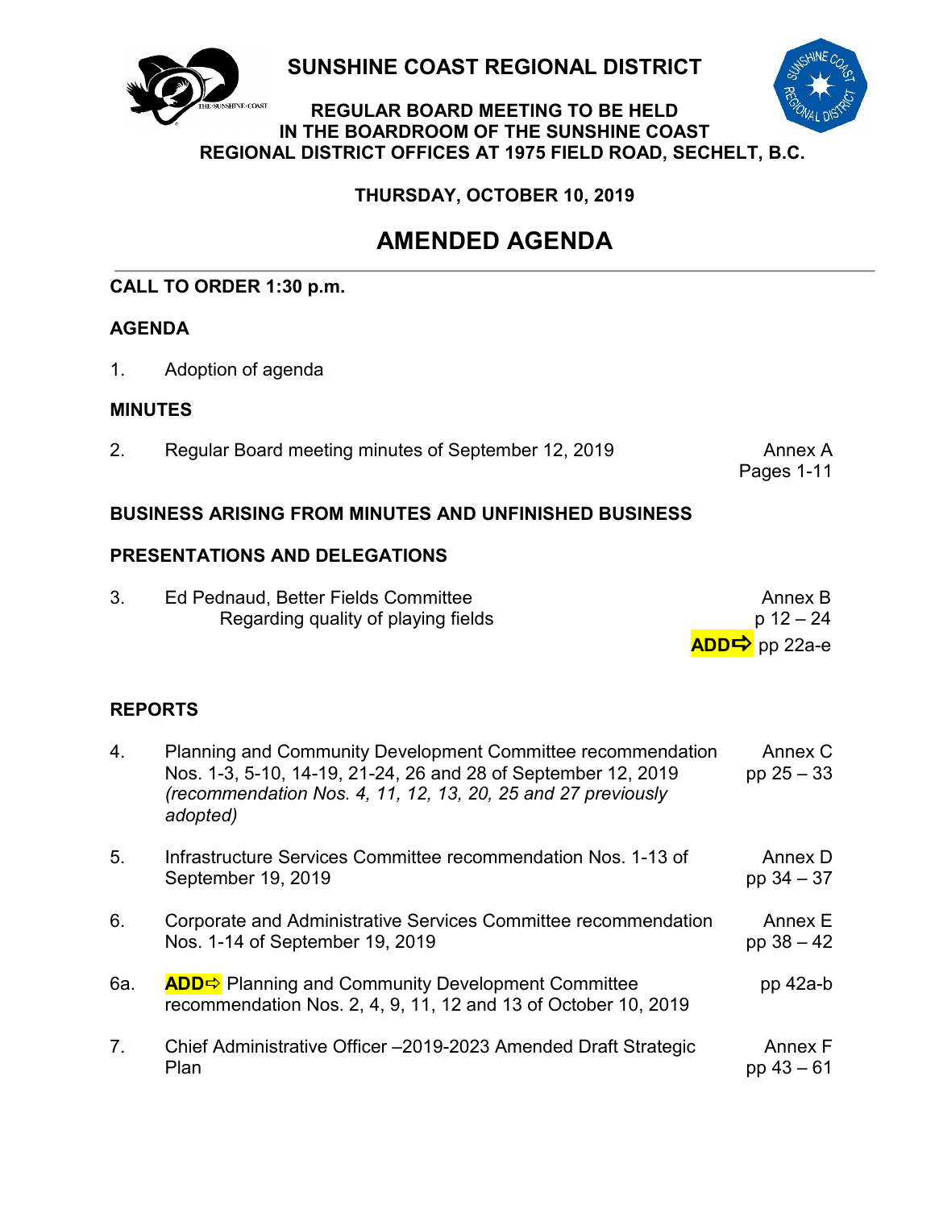# SUNSHINE COAST REGIONAL DISTRICT

**REGULAR BOARD MEETING TO BE HELD IN THE BOARDROOM OF THE SUNSHINE COAST REGIONAL DISTRICT OFFICES AT 1975 FIELD ROAD, SECHELT, B.C.**

**THURSDAY, OCTOBER 10, 2019**

# AMENDED AGENDA

**CALL TO ORDER 1:30 p.m.**

**AGENDA**

1. Adoption of agenda

**MINUTES**

2. Regular Board meeting minutes of September 12, 2019 — Annex A, Pages 1-11

**BUSINESS ARISING FROM MINUTES AND UNFINISHED BUSINESS**

**PRESENTATIONS AND DELEGATIONS**

3. Ed Pednaud, Better Fields Committee — Annex B, p 12 – 24
   Regarding quality of playing fields — **ADD⇨** pp 22a-e

**REPORTS**

4. Planning and Community Development Committee recommendation Nos. 1-3, 5-10, 14-19, 21-24, 26 and 28 of September 12, 2019 *(recommendation Nos. 4, 11, 12, 13, 20, 25 and 27 previously adopted)* — Annex C, pp 25 – 33

5. Infrastructure Services Committee recommendation Nos. 1-13 of September 19, 2019 — Annex D, pp 34 – 37

6. Corporate and Administrative Services Committee recommendation Nos. 1-14 of September 19, 2019 — Annex E, pp 38 – 42

6a. **ADD⇨** Planning and Community Development Committee recommendation Nos. 2, 4, 9, 11, 12 and 13 of October 10, 2019 — pp 42a-b

7. Chief Administrative Officer –2019-2023 Amended Draft Strategic Plan — Annex F, pp 43 – 61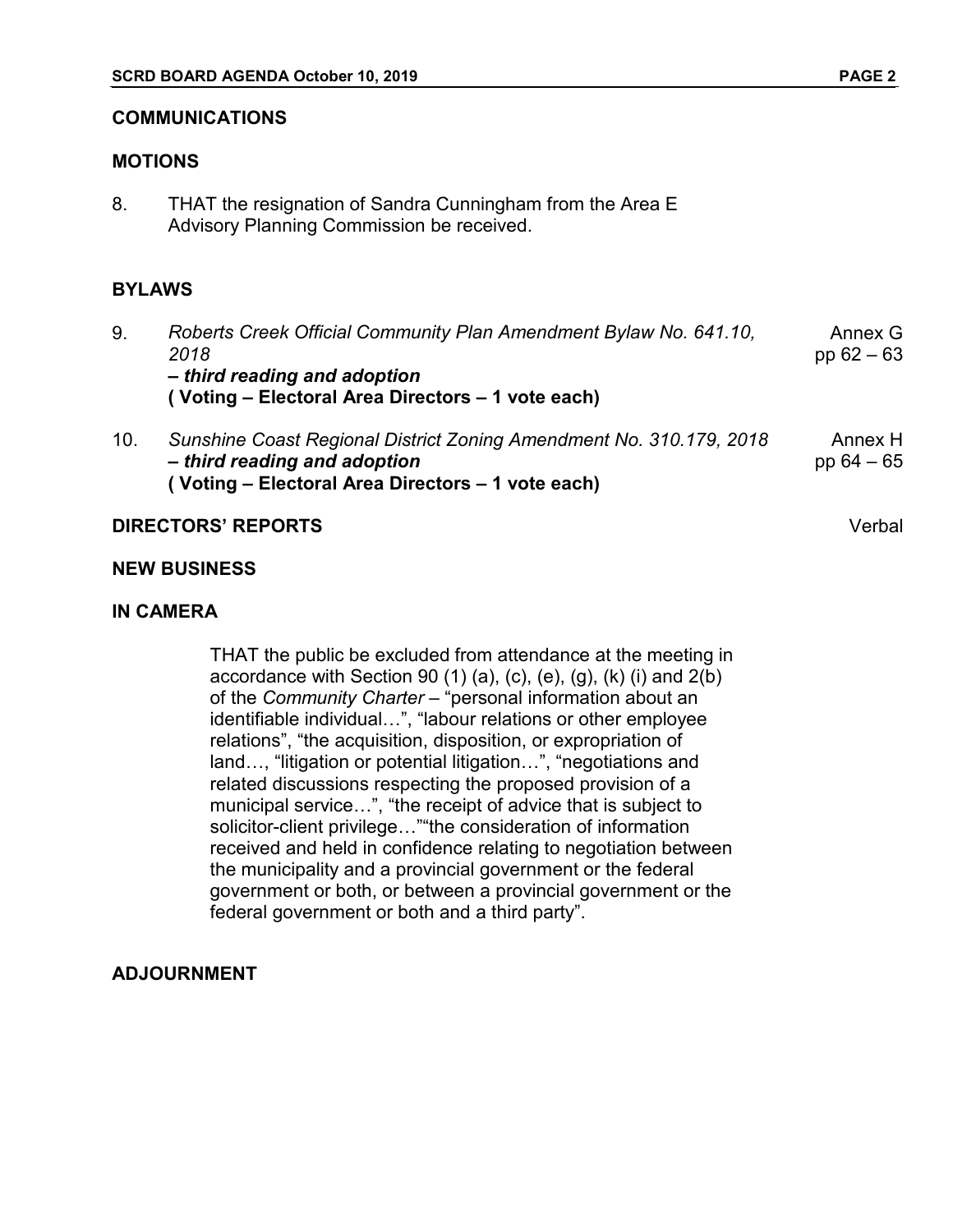## COMMUNICATIONS

## MOTIONS

8. THAT the resignation of Sandra Cunningham from the Area E Advisory Planning Commission be received.

## BYLAWS

| | | |
|---|---|---|
| 9. | *Roberts Creek Official Community Plan Amendment Bylaw No. 641.10, 2018* **– *third reading and adoption*** **( Voting – Electoral Area Directors – 1 vote each)** | Annex G pp 62 – 63 |
| 10. | *Sunshine Coast Regional District Zoning Amendment No. 310.179, 2018* **– *third reading and adoption*** **( Voting – Electoral Area Directors – 1 vote each)** | Annex H pp 64 – 65 |

## DIRECTORS' REPORTS

Verbal

## NEW BUSINESS

## IN CAMERA

THAT the public be excluded from attendance at the meeting in accordance with Section 90 (1) (a), (c), (e), (g), (k) (i) and 2(b) of the *Community Charter* – "personal information about an identifiable individual…", "labour relations or other employee relations", "the acquisition, disposition, or expropriation of land…, "litigation or potential litigation…", "negotiations and related discussions respecting the proposed provision of a municipal service…", "the receipt of advice that is subject to solicitor-client privilege…""the consideration of information received and held in confidence relating to negotiation between the municipality and a provincial government or the federal government or both, or between a provincial government or the federal government or both and a third party".

## ADJOURNMENT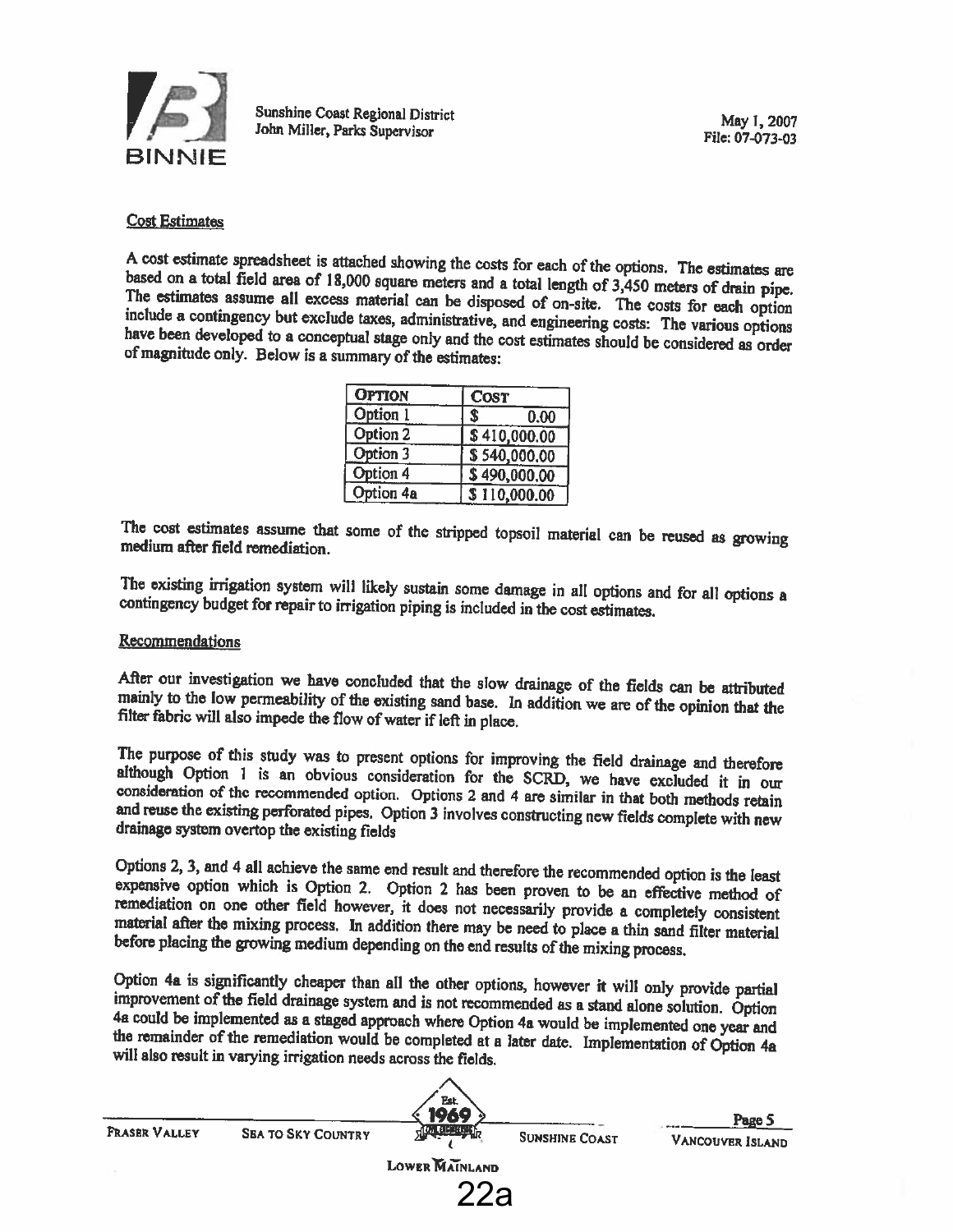Sunshine Coast Regional District
John Miller, Parks Supervisor

May 1, 2007
File: 07-073-03

### Cost Estimates

A cost estimate spreadsheet is attached showing the costs for each of the options. The estimates are based on a total field area of 18,000 square meters and a total length of 3,450 meters of drain pipe. The estimates assume all excess material can be disposed of on-site. The costs for each option include a contingency but exclude taxes, administrative, and engineering costs: The various options have been developed to a conceptual stage only and the cost estimates should be considered as order of magnitude only. Below is a summary of the estimates:

| OPTION | COST |
|---|---|
| Option 1 | $ 0.00 |
| Option 2 | $ 410,000.00 |
| Option 3 | $ 540,000.00 |
| Option 4 | $ 490,000.00 |
| Option 4a | $ 110,000.00 |

The cost estimates assume that some of the stripped topsoil material can be reused as growing medium after field remediation.

The existing irrigation system will likely sustain some damage in all options and for all options a contingency budget for repair to irrigation piping is included in the cost estimates.

### Recommendations

After our investigation we have concluded that the slow drainage of the fields can be attributed mainly to the low permeability of the existing sand base. In addition we are of the opinion that the filter fabric will also impede the flow of water if left in place.

The purpose of this study was to present options for improving the field drainage and therefore although Option 1 is an obvious consideration for the SCRD, we have excluded it in our consideration of the recommended option. Options 2 and 4 are similar in that both methods retain and reuse the existing perforated pipes. Option 3 involves constructing new fields complete with new drainage system overtop the existing fields

Options 2, 3, and 4 all achieve the same end result and therefore the recommended option is the least expensive option which is Option 2. Option 2 has been proven to be an effective method of remediation on one other field however, it does not necessarily provide a completely consistent material after the mixing process. In addition there may be need to place a thin sand filter material before placing the growing medium depending on the end results of the mixing process.

Option 4a is significantly cheaper than all the other options, however it will only provide partial improvement of the field drainage system and is not recommended as a stand alone solution. Option 4a could be implemented as a staged approach where Option 4a would be implemented one year and the remainder of the remediation would be completed at a later date. Implementation of Option 4a will also result in varying irrigation needs across the fields.

22a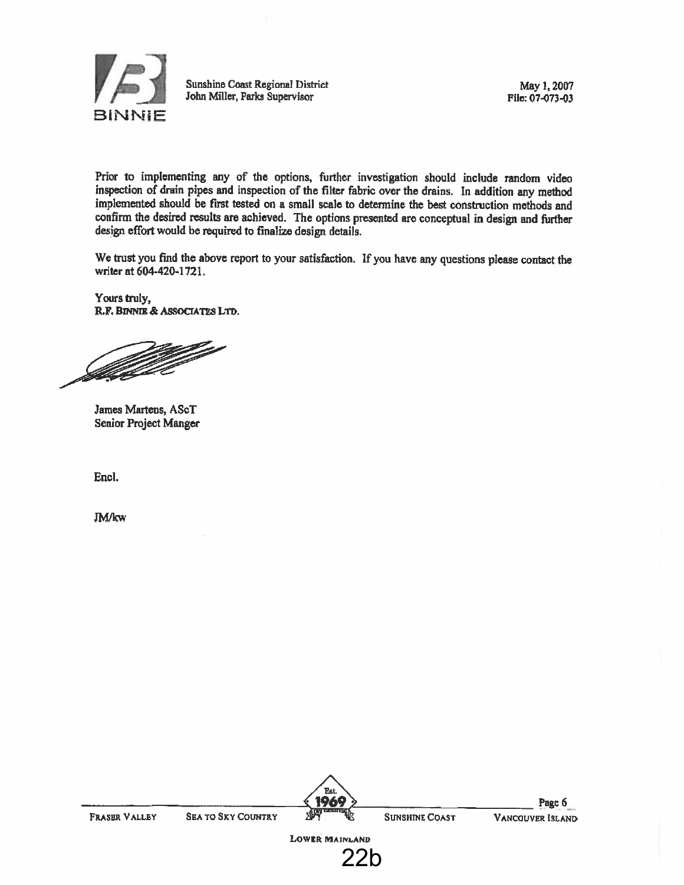Prior to implementing any of the options, further investigation should include random video inspection of drain pipes and inspection of the filter fabric over the drains. In addition any method implemented should be first tested on a small scale to determine the best construction methods and confirm the desired results are achieved. The options presented are conceptual in design and further design effort would be required to finalize design details.

We trust you find the above report to your satisfaction. If you have any questions please contact the writer at 604-420-1721.

Yours truly,
R.F. BINNIE & ASSOCIATES LTD.

James Martens, AScT
Senior Project Manger

Encl.

JM/kw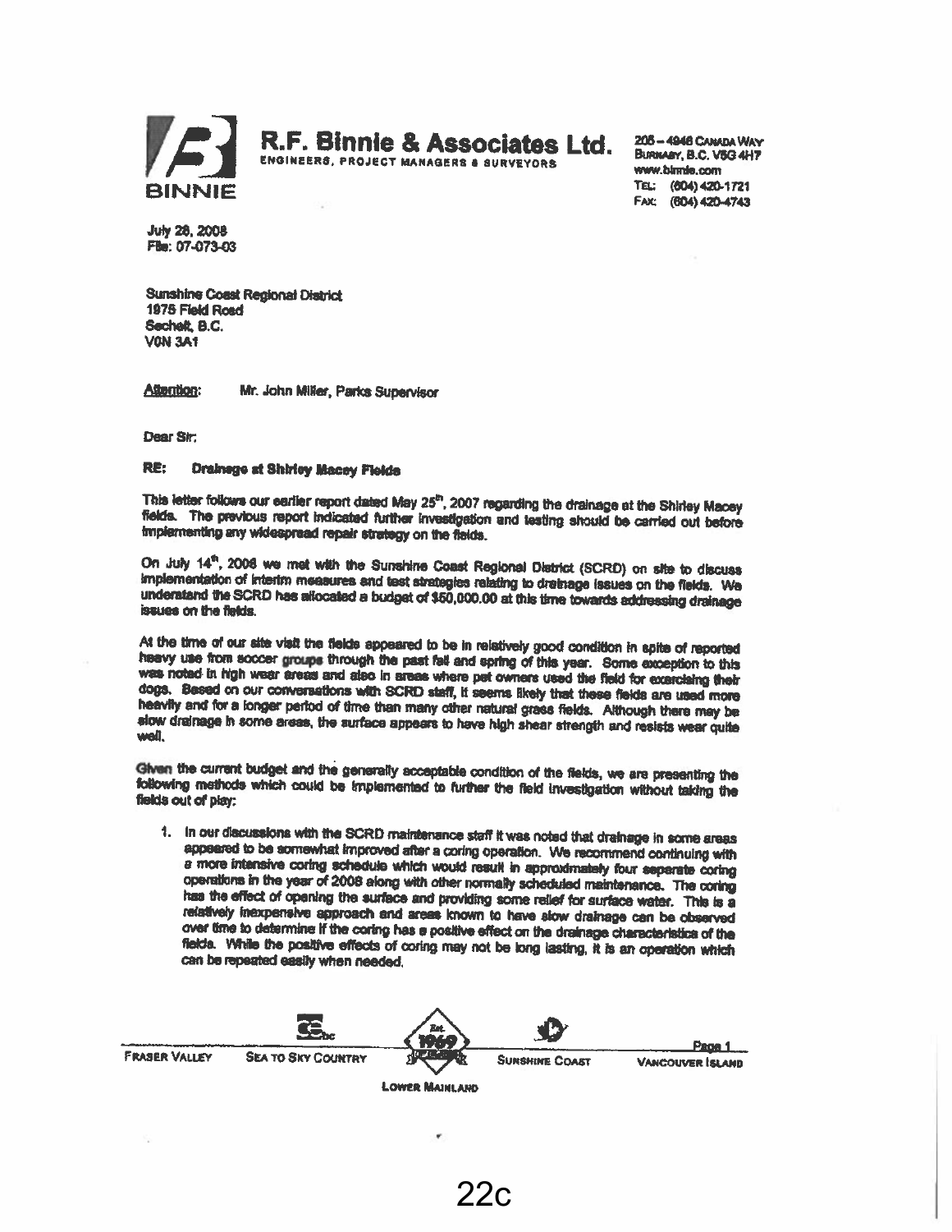**R.F. Binnie & Associates Ltd.**
ENGINEERS, PROJECT MANAGERS & SURVEYORS

205 – 4946 Canada Way
Burnaby, B.C. V5G 4H7
www.binnie.com
Tel: (604) 420-1721
Fax: (604) 420-4743

July 28, 2008
File: 07-073-03

Sunshine Coast Regional District
1975 Field Road
Sechelt, B.C.
V0N 3A1

Attention: Mr. John Miller, Parks Supervisor

Dear Sir:

**RE: Drainage at Shirley Macey Fields**

This letter follows our earlier report dated May 25th, 2007 regarding the drainage at the Shirley Macey fields. The previous report indicated further investigation and testing should be carried out before implementing any widespread repair strategy on the fields.

On July 14th, 2008 we met with the Sunshine Coast Regional District (SCRD) on site to discuss implementation of interim measures and test strategies relating to drainage issues on the fields. We understand the SCRD has allocated a budget of $50,000.00 at this time towards addressing drainage issues on the fields.

At the time of our site visit the fields appeared to be in relatively good condition in spite of reported heavy use from soccer groups through the past fall and spring of this year. Some exception to this was noted in high wear areas and also in areas where pet owners used the field for exercising their dogs. Based on our conversations with SCRD staff, it seems likely that these fields are used more heavily and for a longer period of time than many other natural grass fields. Although there may be slow drainage in some areas, the surface appears to have high shear strength and resists wear quite well.

Given the current budget and the generally acceptable condition of the fields, we are presenting the following methods which could be implemented to further the field investigation without taking the fields out of play:

1. In our discussions with the SCRD maintenance staff it was noted that drainage in some areas appeared to be somewhat improved after a coring operation. We recommend continuing with a more intensive coring schedule which would result in approximately four seperate coring operations in the year of 2008 along with other normally scheduled maintenance. The coring has the effect of opening the surface and providing some relief for surface water. This is a relatively inexpensive approach and areas known to have slow drainage can be observed over time to determine if the coring has a positive effect on the drainage characteristics of the fields. While the positive effects of coring may not be long lasting, it is an operation which can be repeated easily when needed.

Fraser Valley | Sea to Sky Country | Lower Mainland | Sunshine Coast | Vancouver Island

22c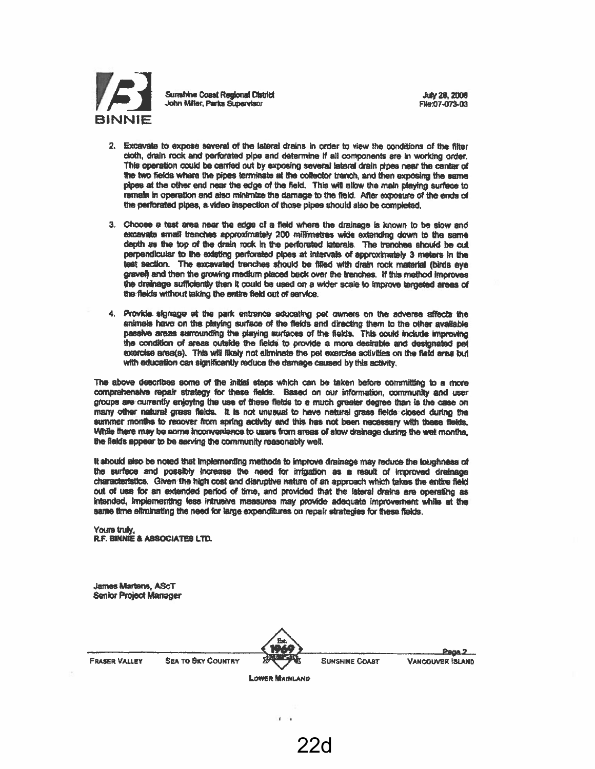Sunshine Coast Regional District
John Miller, Parks Supervisor

July 28, 2008
File:07-073-03

2. Excavate to expose several of the lateral drains in order to view the conditions of the filter cloth, drain rock and perforated pipe and determine if all components are in working order. This operation could be carried out by exposing several lateral drain pipes near the center of the two fields where the pipes terminate at the collector trench, and then exposing the same pipes at the other end near the edge of the field. This will allow the main playing surface to remain in operation and also minimize the damage to the field. After exposure of the ends of the perforated pipes, a video inspection of those pipes should also be completed.

3. Choose a test area near the edge of a field where the drainage is known to be slow and excavate small trenches approximately 200 millimetres wide extending down to the same depth as the top of the drain rock in the perforated laterals. The trenches should be cut perpendicular to the existing perforated pipes at intervals of approximately 3 meters in the test section. The excavated trenches should be filled with drain rock material (birds eye gravel) and then the growing medium placed back over the trenches. If this method improves the drainage sufficiently then it could be used on a wider scale to improve targeted areas of the fields without taking the entire field out of service.

4. Provide signage at the park entrance educating pet owners on the adverse affects the animals have on the playing surface of the fields and directing them to the other available passive areas surrounding the playing surfaces of the fields. This could include improving the condition of areas outside the fields to provide a more desirable and designated pet exercise area(s). This will likely not eliminate the pet exercise activities on the field area but with education can significantly reduce the damage caused by this activity.

The above describes some of the initial steps which can be taken before committing to a more comprehensive repair strategy for these fields. Based on our information, community and user groups are currently enjoying the use of these fields to a much greater degree than is the case on many other natural grass fields. It is not unusual to have natural grass fields closed during the summer months to recover from spring activity and this has not been necessary with these fields. While there may be some inconvenience to users from areas of slow drainage during the wet months, the fields appear to be serving the community reasonably well.

It should also be noted that implementing methods to improve drainage may reduce the toughness of the surface and possibly increase the need for irrigation as a result of improved drainage characteristics. Given the high cost and disruptive nature of an approach which takes the entire field out of use for an extended period of time, and provided that the lateral drains are operating as intended, implementing less intrusive measures may provide adequate improvement while at the same time eliminating the need for large expenditures on repair strategies for these fields.

Yours truly,
R.F. BINNIE & ASSOCIATES LTD.

James Martens, AScT
Senior Project Manager

22d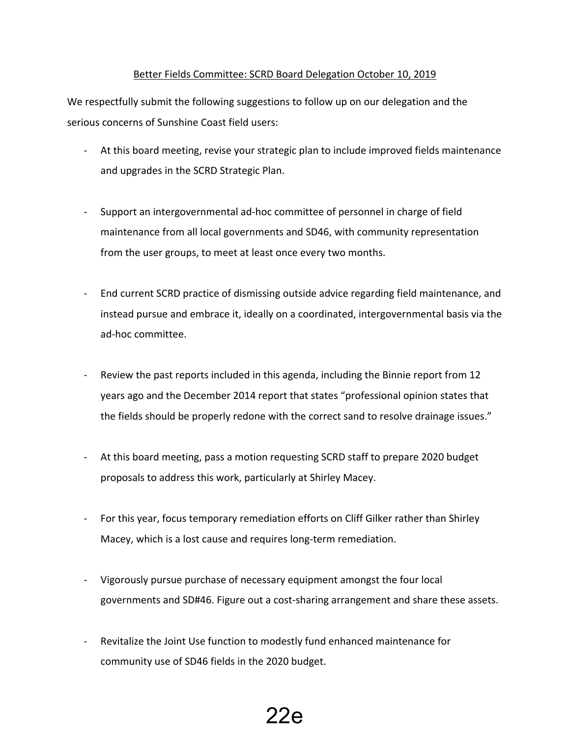Better Fields Committee: SCRD Board Delegation October 10, 2019

We respectfully submit the following suggestions to follow up on our delegation and the serious concerns of Sunshine Coast field users:

- At this board meeting, revise your strategic plan to include improved fields maintenance and upgrades in the SCRD Strategic Plan.

- Support an intergovernmental ad-hoc committee of personnel in charge of field maintenance from all local governments and SD46, with community representation from the user groups, to meet at least once every two months.

- End current SCRD practice of dismissing outside advice regarding field maintenance, and instead pursue and embrace it, ideally on a coordinated, intergovernmental basis via the ad-hoc committee.

- Review the past reports included in this agenda, including the Binnie report from 12 years ago and the December 2014 report that states "professional opinion states that the fields should be properly redone with the correct sand to resolve drainage issues."

- At this board meeting, pass a motion requesting SCRD staff to prepare 2020 budget proposals to address this work, particularly at Shirley Macey.

- For this year, focus temporary remediation efforts on Cliff Gilker rather than Shirley Macey, which is a lost cause and requires long-term remediation.

- Vigorously pursue purchase of necessary equipment amongst the four local governments and SD#46. Figure out a cost-sharing arrangement and share these assets.

- Revitalize the Joint Use function to modestly fund enhanced maintenance for community use of SD46 fields in the 2020 budget.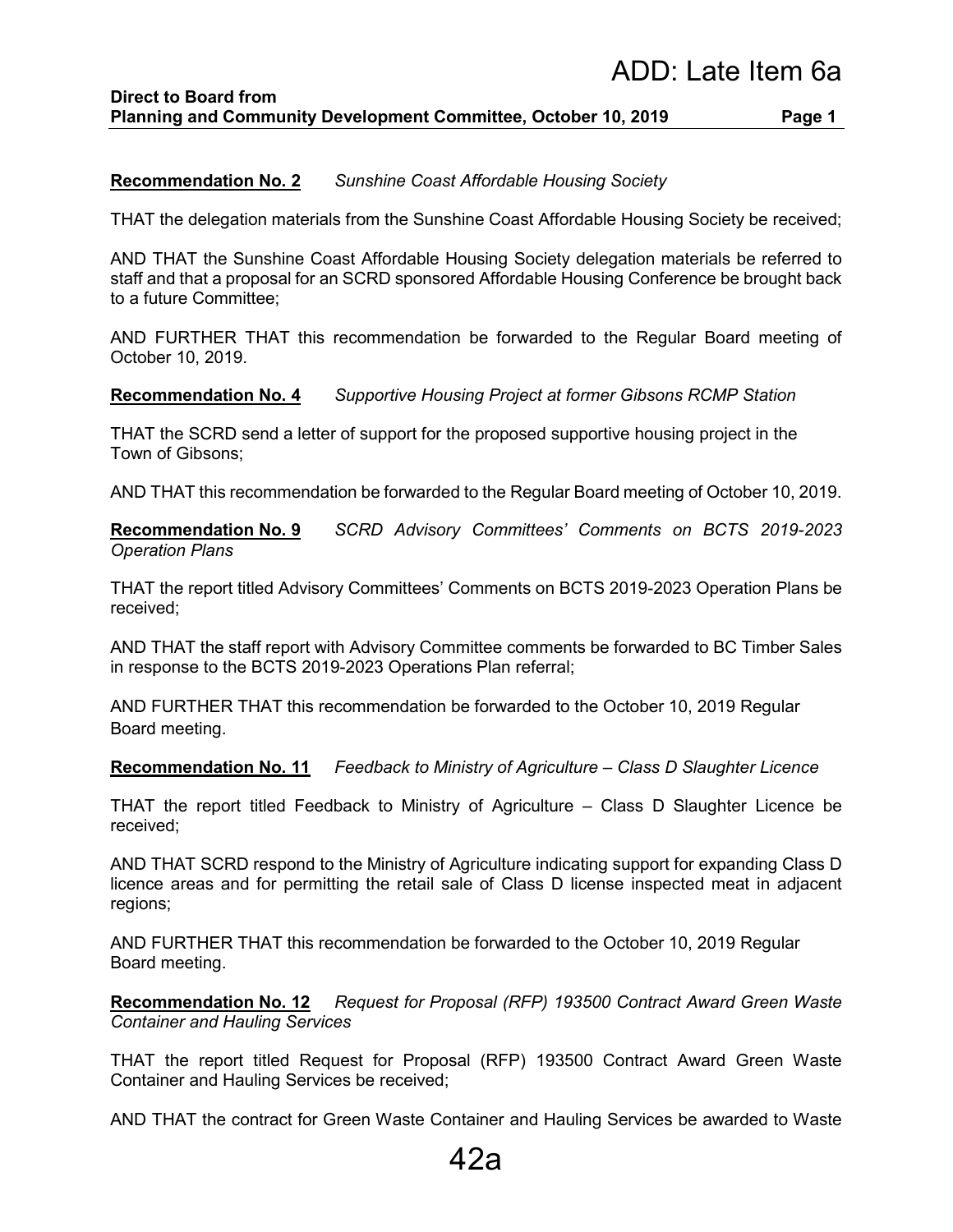# ADD: Late Item 6a

**Direct to Board from Planning and Community Development Committee, October 10, 2019**

**Recommendation No. 2** *Sunshine Coast Affordable Housing Society*

THAT the delegation materials from the Sunshine Coast Affordable Housing Society be received;

AND THAT the Sunshine Coast Affordable Housing Society delegation materials be referred to staff and that a proposal for an SCRD sponsored Affordable Housing Conference be brought back to a future Committee;

AND FURTHER THAT this recommendation be forwarded to the Regular Board meeting of October 10, 2019.

**Recommendation No. 4** *Supportive Housing Project at former Gibsons RCMP Station*

THAT the SCRD send a letter of support for the proposed supportive housing project in the Town of Gibsons;

AND THAT this recommendation be forwarded to the Regular Board meeting of October 10, 2019.

**Recommendation No. 9** *SCRD Advisory Committees' Comments on BCTS 2019-2023 Operation Plans*

THAT the report titled Advisory Committees' Comments on BCTS 2019-2023 Operation Plans be received;

AND THAT the staff report with Advisory Committee comments be forwarded to BC Timber Sales in response to the BCTS 2019-2023 Operations Plan referral;

AND FURTHER THAT this recommendation be forwarded to the October 10, 2019 Regular Board meeting.

**Recommendation No. 11** *Feedback to Ministry of Agriculture – Class D Slaughter Licence*

THAT the report titled Feedback to Ministry of Agriculture – Class D Slaughter Licence be received;

AND THAT SCRD respond to the Ministry of Agriculture indicating support for expanding Class D licence areas and for permitting the retail sale of Class D license inspected meat in adjacent regions;

AND FURTHER THAT this recommendation be forwarded to the October 10, 2019 Regular Board meeting.

**Recommendation No. 12** *Request for Proposal (RFP) 193500 Contract Award Green Waste Container and Hauling Services*

THAT the report titled Request for Proposal (RFP) 193500 Contract Award Green Waste Container and Hauling Services be received;

AND THAT the contract for Green Waste Container and Hauling Services be awarded to Waste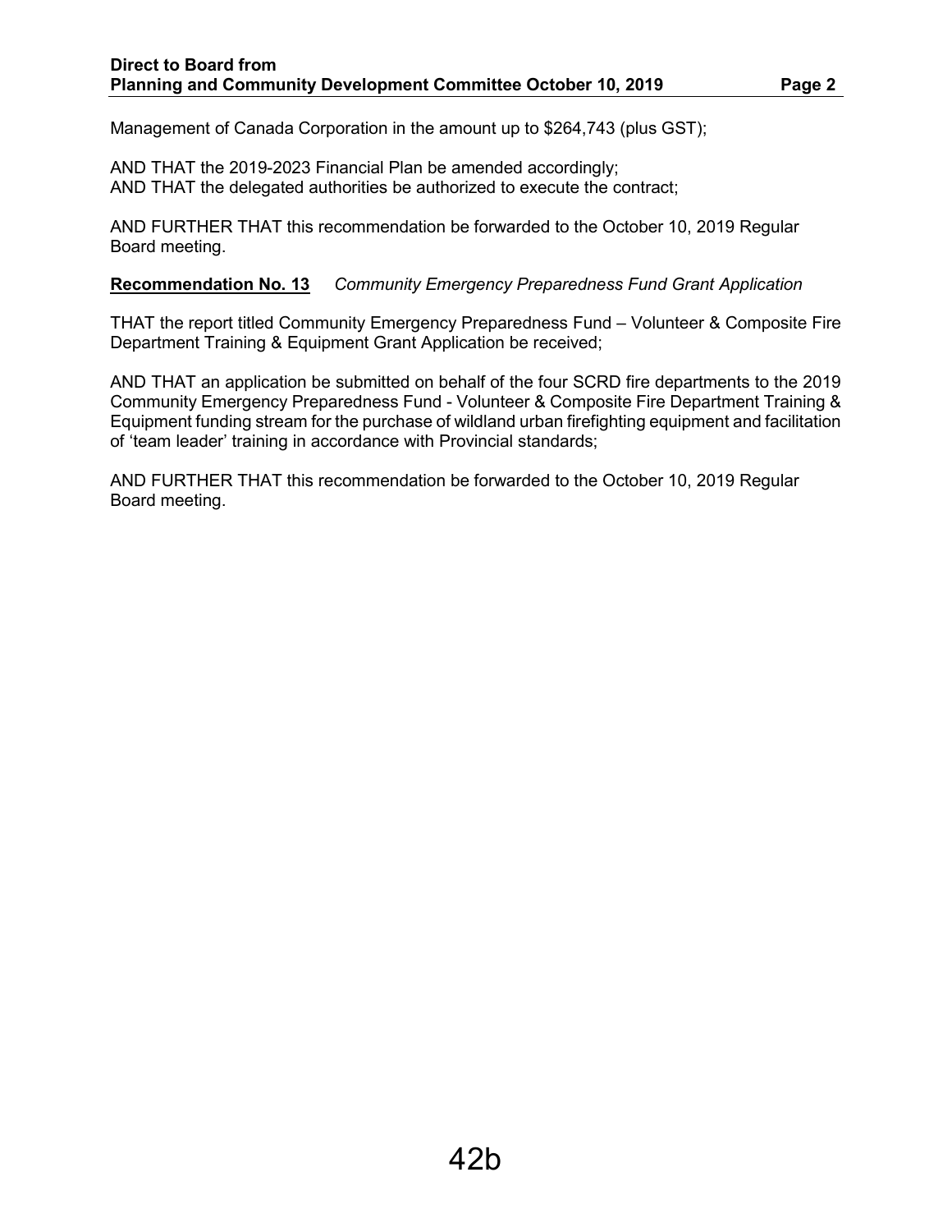Management of Canada Corporation in the amount up to $264,743 (plus GST);

AND THAT the 2019-2023 Financial Plan be amended accordingly;
AND THAT the delegated authorities be authorized to execute the contract;

AND FURTHER THAT this recommendation be forwarded to the October 10, 2019 Regular Board meeting.

**Recommendation No. 13** *Community Emergency Preparedness Fund Grant Application*

THAT the report titled Community Emergency Preparedness Fund – Volunteer & Composite Fire Department Training & Equipment Grant Application be received;

AND THAT an application be submitted on behalf of the four SCRD fire departments to the 2019 Community Emergency Preparedness Fund - Volunteer & Composite Fire Department Training & Equipment funding stream for the purchase of wildland urban firefighting equipment and facilitation of 'team leader' training in accordance with Provincial standards;

AND FURTHER THAT this recommendation be forwarded to the October 10, 2019 Regular Board meeting.